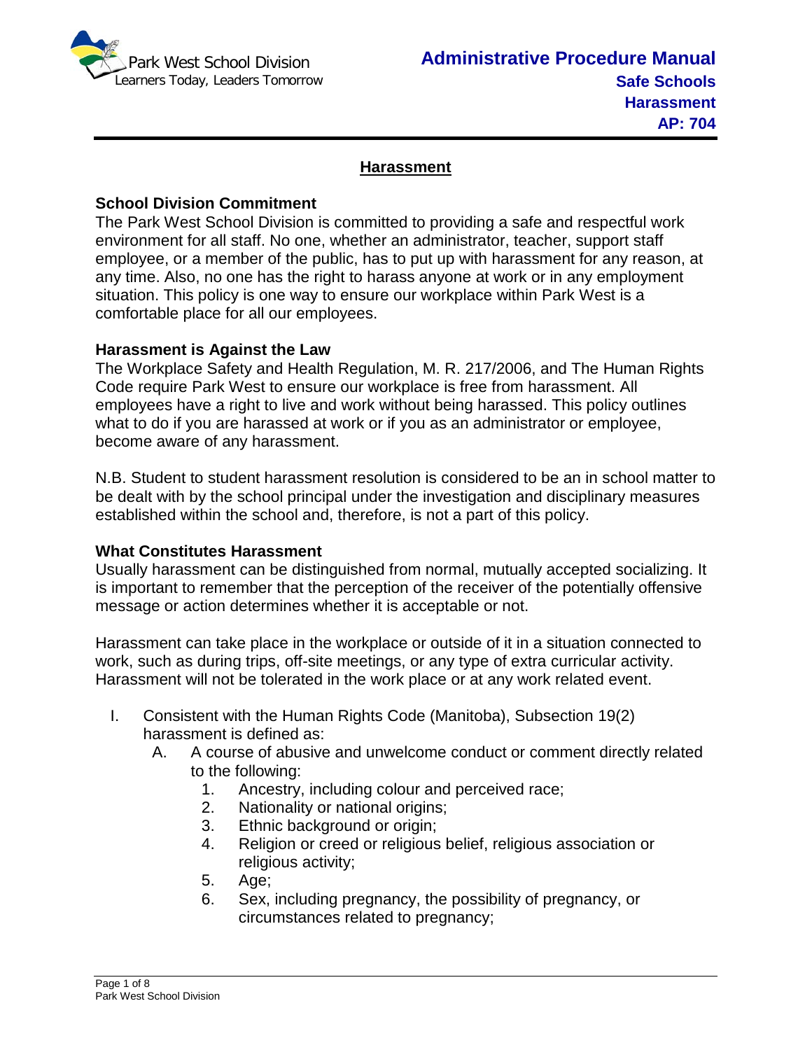Park West School Division
Learners Today, Leaders Tomorrow

**Administrative Procedure Manual**
**Safe Schools**
**Harassment**
**AP: 704**

# Harassment

### School Division Commitment

The Park West School Division is committed to providing a safe and respectful work environment for all staff. No one, whether an administrator, teacher, support staff employee, or a member of the public, has to put up with harassment for any reason, at any time. Also, no one has the right to harass anyone at work or in any employment situation. This policy is one way to ensure our workplace within Park West is a comfortable place for all our employees.

### Harassment is Against the Law

The Workplace Safety and Health Regulation, M. R. 217/2006, and The Human Rights Code require Park West to ensure our workplace is free from harassment. All employees have a right to live and work without being harassed. This policy outlines what to do if you are harassed at work or if you as an administrator or employee, become aware of any harassment.

N.B. Student to student harassment resolution is considered to be an in school matter to be dealt with by the school principal under the investigation and disciplinary measures established within the school and, therefore, is not a part of this policy.

### What Constitutes Harassment

Usually harassment can be distinguished from normal, mutually accepted socializing. It is important to remember that the perception of the receiver of the potentially offensive message or action determines whether it is acceptable or not.

Harassment can take place in the workplace or outside of it in a situation connected to work, such as during trips, off-site meetings, or any type of extra curricular activity. Harassment will not be tolerated in the work place or at any work related event.

I. Consistent with the Human Rights Code (Manitoba), Subsection 19(2) harassment is defined as:
   A. A course of abusive and unwelcome conduct or comment directly related to the following:
      1. Ancestry, including colour and perceived race;
      2. Nationality or national origins;
      3. Ethnic background or origin;
      4. Religion or creed or religious belief, religious association or religious activity;
      5. Age;
      6. Sex, including pregnancy, the possibility of pregnancy, or circumstances related to pregnancy;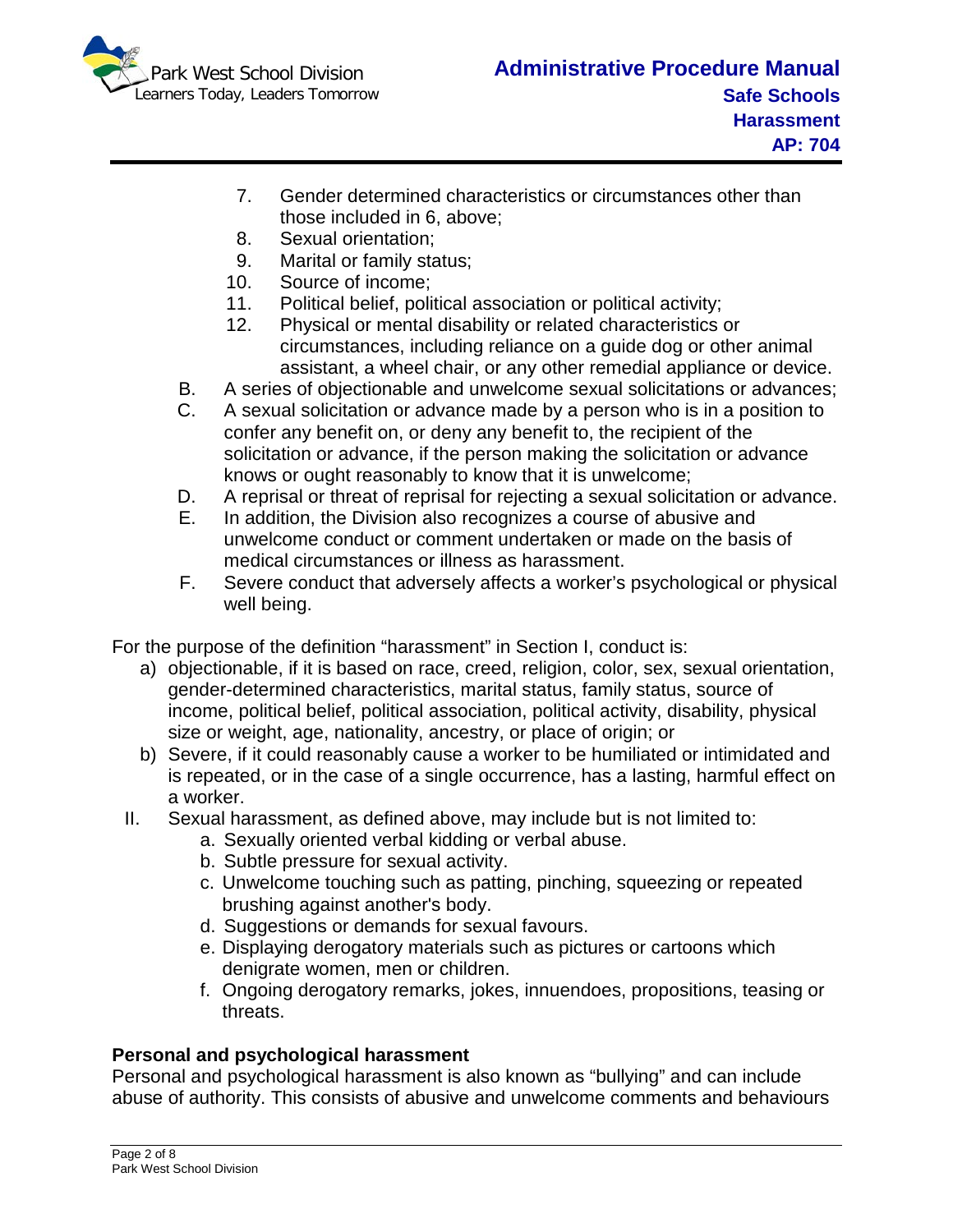7. Gender determined characteristics or circumstances other than those included in 6, above;
8. Sexual orientation;
9. Marital or family status;
10. Source of income;
11. Political belief, political association or political activity;
12. Physical or mental disability or related characteristics or circumstances, including reliance on a guide dog or other animal assistant, a wheel chair, or any other remedial appliance or device.

B. A series of objectionable and unwelcome sexual solicitations or advances;

C. A sexual solicitation or advance made by a person who is in a position to confer any benefit on, or deny any benefit to, the recipient of the solicitation or advance, if the person making the solicitation or advance knows or ought reasonably to know that it is unwelcome;

D. A reprisal or threat of reprisal for rejecting a sexual solicitation or advance.

E. In addition, the Division also recognizes a course of abusive and unwelcome conduct or comment undertaken or made on the basis of medical circumstances or illness as harassment.

F. Severe conduct that adversely affects a worker's psychological or physical well being.

For the purpose of the definition "harassment" in Section I, conduct is:

a) objectionable, if it is based on race, creed, religion, color, sex, sexual orientation, gender-determined characteristics, marital status, family status, source of income, political belief, political association, political activity, disability, physical size or weight, age, nationality, ancestry, or place of origin; or
b) Severe, if it could reasonably cause a worker to be humiliated or intimidated and is repeated, or in the case of a single occurrence, has a lasting, harmful effect on a worker.

II. Sexual harassment, as defined above, may include but is not limited to:
   a. Sexually oriented verbal kidding or verbal abuse.
   b. Subtle pressure for sexual activity.
   c. Unwelcome touching such as patting, pinching, squeezing or repeated brushing against another's body.
   d. Suggestions or demands for sexual favours.
   e. Displaying derogatory materials such as pictures or cartoons which denigrate women, men or children.
   f. Ongoing derogatory remarks, jokes, innuendoes, propositions, teasing or threats.

**Personal and psychological harassment**

Personal and psychological harassment is also known as "bullying" and can include abuse of authority. This consists of abusive and unwelcome comments and behaviours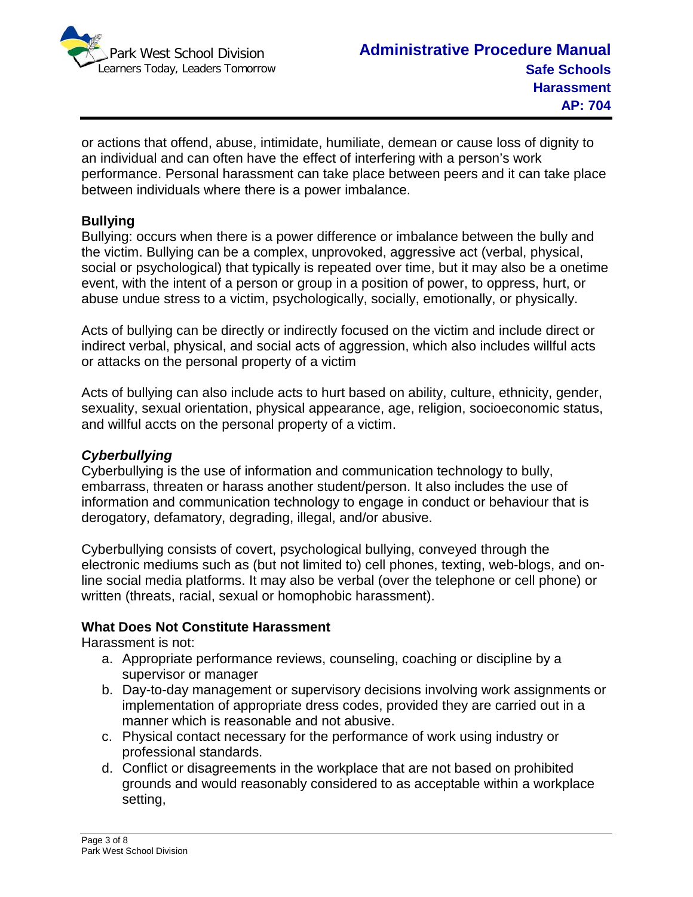or actions that offend, abuse, intimidate, humiliate, demean or cause loss of dignity to an individual and can often have the effect of interfering with a person's work performance. Personal harassment can take place between peers and it can take place between individuals where there is a power imbalance.

**Bullying**

Bullying: occurs when there is a power difference or imbalance between the bully and the victim. Bullying can be a complex, unprovoked, aggressive act (verbal, physical, social or psychological) that typically is repeated over time, but it may also be a onetime event, with the intent of a person or group in a position of power, to oppress, hurt, or abuse undue stress to a victim, psychologically, socially, emotionally, or physically.

Acts of bullying can be directly or indirectly focused on the victim and include direct or indirect verbal, physical, and social acts of aggression, which also includes willful acts or attacks on the personal property of a victim

Acts of bullying can also include acts to hurt based on ability, culture, ethnicity, gender, sexuality, sexual orientation, physical appearance, age, religion, socioeconomic status, and willful accts on the personal property of a victim.

***Cyberbullying***

Cyberbullying is the use of information and communication technology to bully, embarrass, threaten or harass another student/person. It also includes the use of information and communication technology to engage in conduct or behaviour that is derogatory, defamatory, degrading, illegal, and/or abusive.

Cyberbullying consists of covert, psychological bullying, conveyed through the electronic mediums such as (but not limited to) cell phones, texting, web-blogs, and on-line social media platforms. It may also be verbal (over the telephone or cell phone) or written (threats, racial, sexual or homophobic harassment).

**What Does Not Constitute Harassment**

Harassment is not:

a. Appropriate performance reviews, counseling, coaching or discipline by a supervisor or manager
b. Day-to-day management or supervisory decisions involving work assignments or implementation of appropriate dress codes, provided they are carried out in a manner which is reasonable and not abusive.
c. Physical contact necessary for the performance of work using industry or professional standards.
d. Conflict or disagreements in the workplace that are not based on prohibited grounds and would reasonably considered to as acceptable within a workplace setting,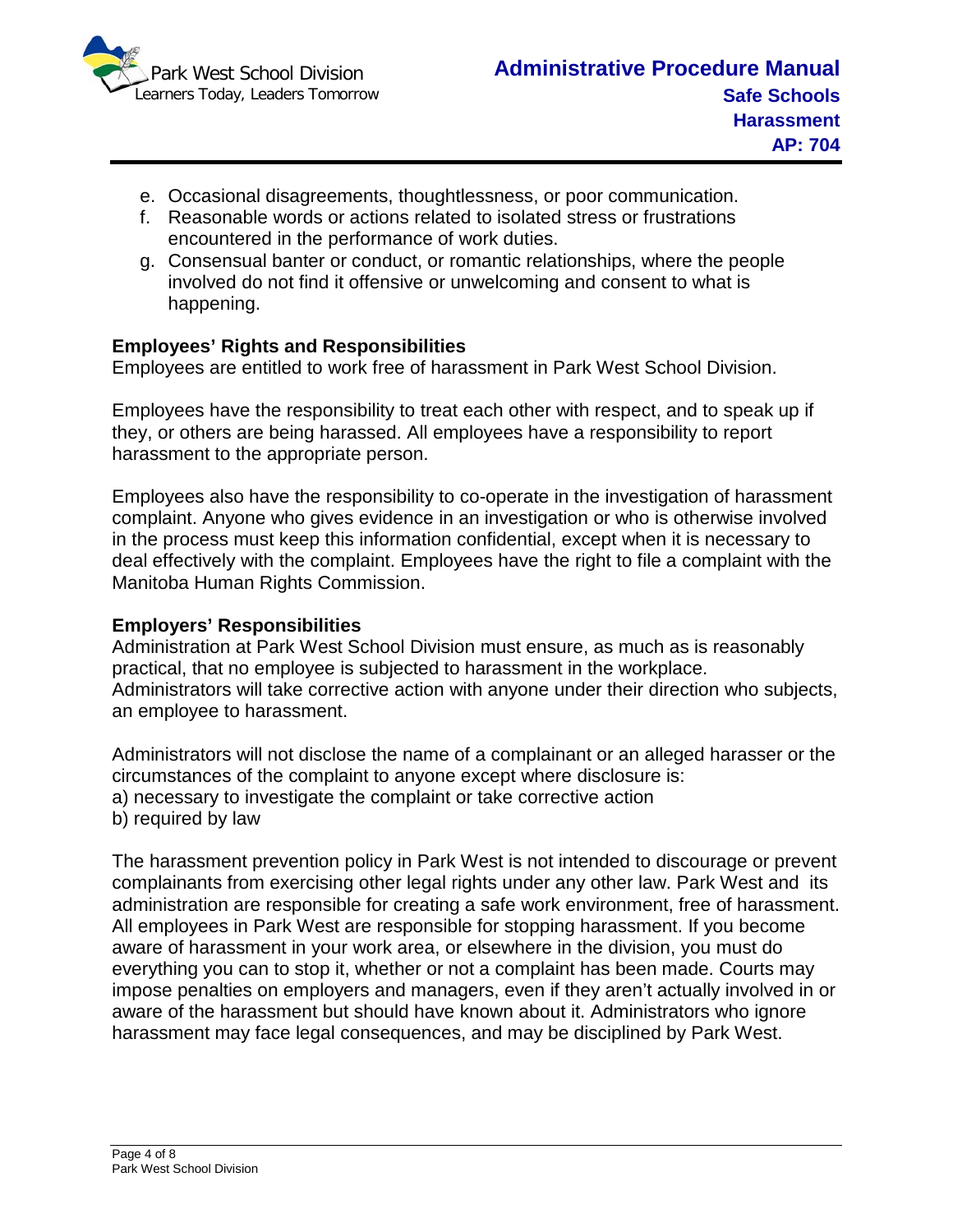e. Occasional disagreements, thoughtlessness, or poor communication.
f. Reasonable words or actions related to isolated stress or frustrations encountered in the performance of work duties.
g. Consensual banter or conduct, or romantic relationships, where the people involved do not find it offensive or unwelcoming and consent to what is happening.

**Employees' Rights and Responsibilities**

Employees are entitled to work free of harassment in Park West School Division.

Employees have the responsibility to treat each other with respect, and to speak up if they, or others are being harassed. All employees have a responsibility to report harassment to the appropriate person.

Employees also have the responsibility to co-operate in the investigation of harassment complaint. Anyone who gives evidence in an investigation or who is otherwise involved in the process must keep this information confidential, except when it is necessary to deal effectively with the complaint. Employees have the right to file a complaint with the Manitoba Human Rights Commission.

**Employers' Responsibilities**

Administration at Park West School Division must ensure, as much as is reasonably practical, that no employee is subjected to harassment in the workplace. Administrators will take corrective action with anyone under their direction who subjects, an employee to harassment.

Administrators will not disclose the name of a complainant or an alleged harasser or the circumstances of the complaint to anyone except where disclosure is:
a) necessary to investigate the complaint or take corrective action
b) required by law

The harassment prevention policy in Park West is not intended to discourage or prevent complainants from exercising other legal rights under any other law. Park West and its administration are responsible for creating a safe work environment, free of harassment. All employees in Park West are responsible for stopping harassment. If you become aware of harassment in your work area, or elsewhere in the division, you must do everything you can to stop it, whether or not a complaint has been made. Courts may impose penalties on employers and managers, even if they aren't actually involved in or aware of the harassment but should have known about it. Administrators who ignore harassment may face legal consequences, and may be disciplined by Park West.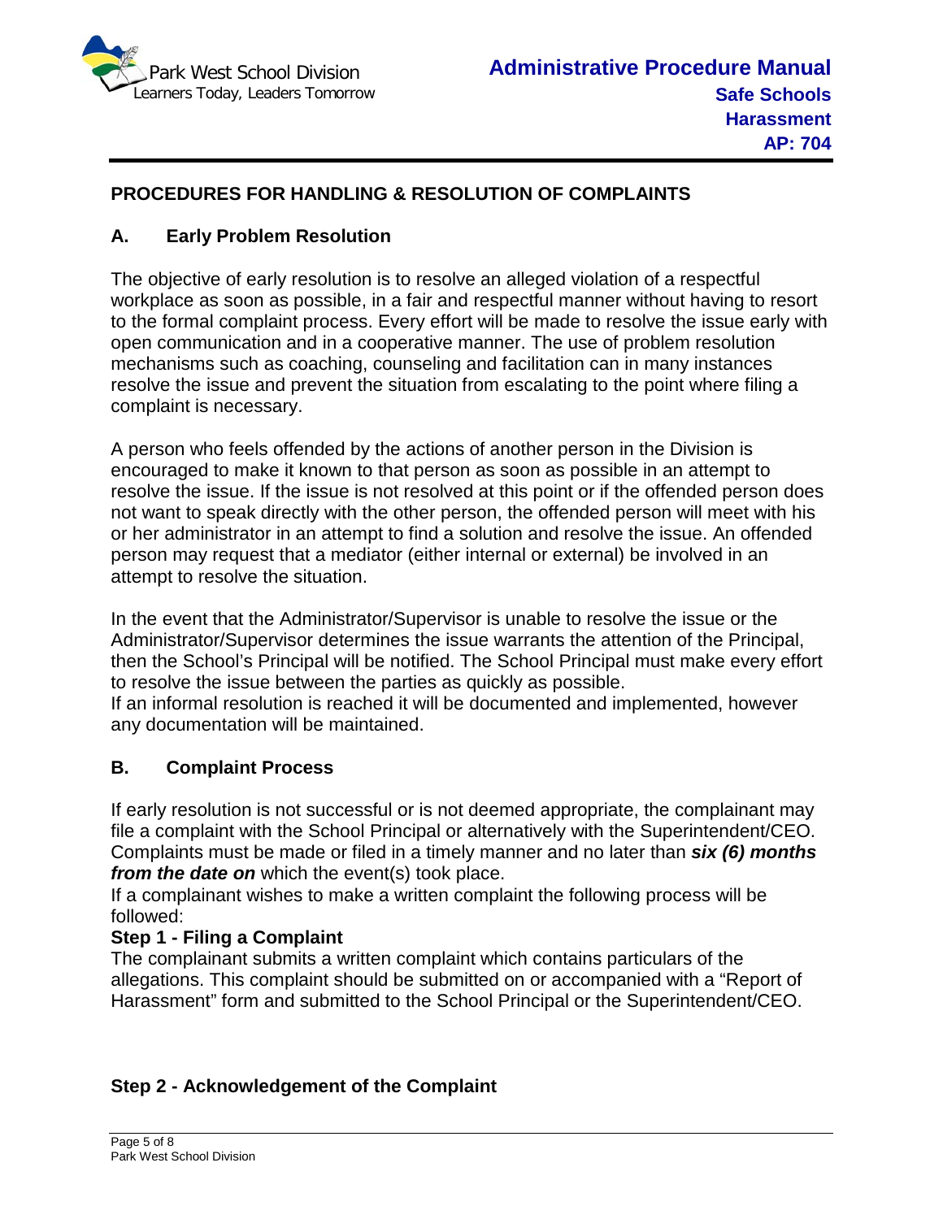## PROCEDURES FOR HANDLING & RESOLUTION OF COMPLAINTS

### A. Early Problem Resolution

The objective of early resolution is to resolve an alleged violation of a respectful workplace as soon as possible, in a fair and respectful manner without having to resort to the formal complaint process. Every effort will be made to resolve the issue early with open communication and in a cooperative manner. The use of problem resolution mechanisms such as coaching, counseling and facilitation can in many instances resolve the issue and prevent the situation from escalating to the point where filing a complaint is necessary.

A person who feels offended by the actions of another person in the Division is encouraged to make it known to that person as soon as possible in an attempt to resolve the issue. If the issue is not resolved at this point or if the offended person does not want to speak directly with the other person, the offended person will meet with his or her administrator in an attempt to find a solution and resolve the issue. An offended person may request that a mediator (either internal or external) be involved in an attempt to resolve the situation.

In the event that the Administrator/Supervisor is unable to resolve the issue or the Administrator/Supervisor determines the issue warrants the attention of the Principal, then the School's Principal will be notified. The School Principal must make every effort to resolve the issue between the parties as quickly as possible.
If an informal resolution is reached it will be documented and implemented, however any documentation will be maintained.

### B. Complaint Process

If early resolution is not successful or is not deemed appropriate, the complainant may file a complaint with the School Principal or alternatively with the Superintendent/CEO. Complaints must be made or filed in a timely manner and no later than ***six (6) months from the date on*** which the event(s) took place.
If a complainant wishes to make a written complaint the following process will be followed:

**Step 1 - Filing a Complaint**
The complainant submits a written complaint which contains particulars of the allegations. This complaint should be submitted on or accompanied with a "Report of Harassment" form and submitted to the School Principal or the Superintendent/CEO.

**Step 2 - Acknowledgement of the Complaint**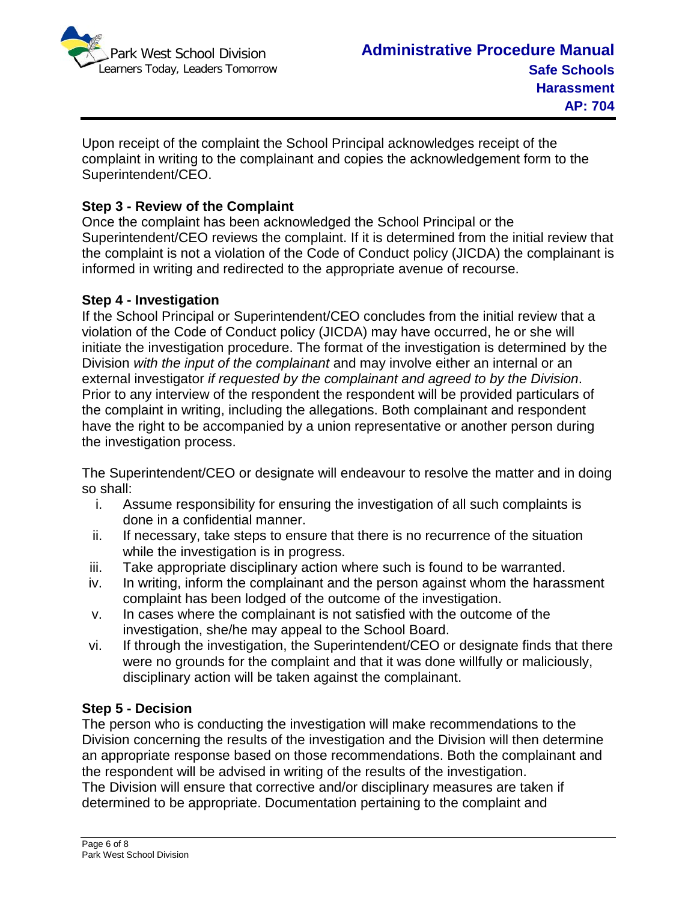Upon receipt of the complaint the School Principal acknowledges receipt of the complaint in writing to the complainant and copies the acknowledgement form to the Superintendent/CEO.

**Step 3 - Review of the Complaint**

Once the complaint has been acknowledged the School Principal or the Superintendent/CEO reviews the complaint. If it is determined from the initial review that the complaint is not a violation of the Code of Conduct policy (JICDA) the complainant is informed in writing and redirected to the appropriate avenue of recourse.

**Step 4 - Investigation**

If the School Principal or Superintendent/CEO concludes from the initial review that a violation of the Code of Conduct policy (JICDA) may have occurred, he or she will initiate the investigation procedure. The format of the investigation is determined by the Division *with the input of the complainant* and may involve either an internal or an external investigator *if requested by the complainant and agreed to by the Division*. Prior to any interview of the respondent the respondent will be provided particulars of the complaint in writing, including the allegations. Both complainant and respondent have the right to be accompanied by a union representative or another person during the investigation process.

The Superintendent/CEO or designate will endeavour to resolve the matter and in doing so shall:

i. Assume responsibility for ensuring the investigation of all such complaints is done in a confidential manner.
ii. If necessary, take steps to ensure that there is no recurrence of the situation while the investigation is in progress.
iii. Take appropriate disciplinary action where such is found to be warranted.
iv. In writing, inform the complainant and the person against whom the harassment complaint has been lodged of the outcome of the investigation.
v. In cases where the complainant is not satisfied with the outcome of the investigation, she/he may appeal to the School Board.
vi. If through the investigation, the Superintendent/CEO or designate finds that there were no grounds for the complaint and that it was done willfully or maliciously, disciplinary action will be taken against the complainant.

**Step 5 - Decision**

The person who is conducting the investigation will make recommendations to the Division concerning the results of the investigation and the Division will then determine an appropriate response based on those recommendations. Both the complainant and the respondent will be advised in writing of the results of the investigation.
The Division will ensure that corrective and/or disciplinary measures are taken if determined to be appropriate. Documentation pertaining to the complaint and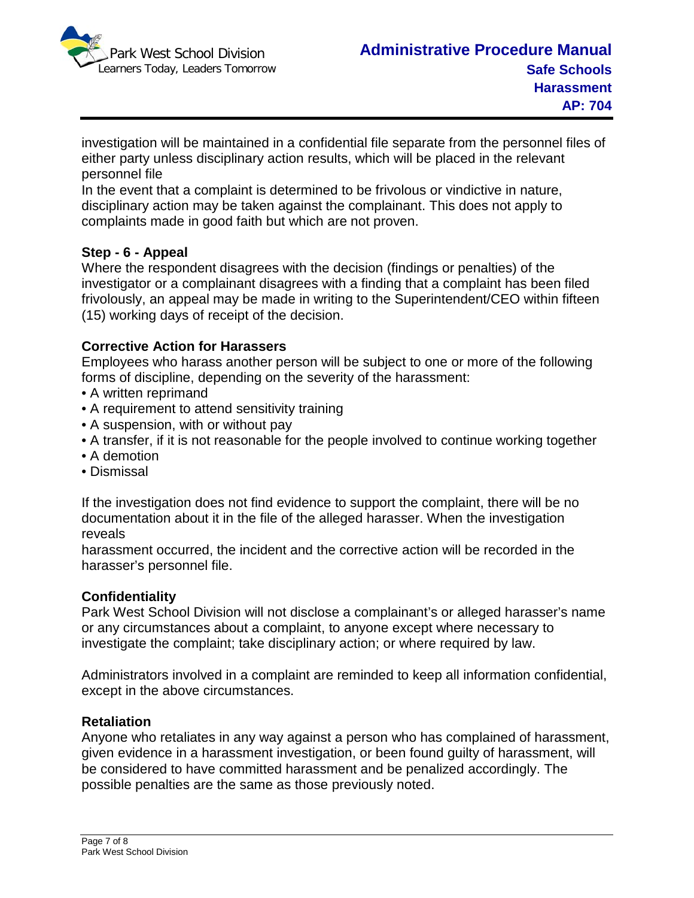investigation will be maintained in a confidential file separate from the personnel files of either party unless disciplinary action results, which will be placed in the relevant personnel file

In the event that a complaint is determined to be frivolous or vindictive in nature, disciplinary action may be taken against the complainant. This does not apply to complaints made in good faith but which are not proven.

**Step - 6 - Appeal**

Where the respondent disagrees with the decision (findings or penalties) of the investigator or a complainant disagrees with a finding that a complaint has been filed frivolously, an appeal may be made in writing to the Superintendent/CEO within fifteen (15) working days of receipt of the decision.

**Corrective Action for Harassers**

Employees who harass another person will be subject to one or more of the following forms of discipline, depending on the severity of the harassment:

- A written reprimand
- A requirement to attend sensitivity training
- A suspension, with or without pay
- A transfer, if it is not reasonable for the people involved to continue working together
- A demotion
- Dismissal

If the investigation does not find evidence to support the complaint, there will be no documentation about it in the file of the alleged harasser. When the investigation reveals harassment occurred, the incident and the corrective action will be recorded in the harasser's personnel file.

**Confidentiality**

Park West School Division will not disclose a complainant's or alleged harasser's name or any circumstances about a complaint, to anyone except where necessary to investigate the complaint; take disciplinary action; or where required by law.

Administrators involved in a complaint are reminded to keep all information confidential, except in the above circumstances.

**Retaliation**

Anyone who retaliates in any way against a person who has complained of harassment, given evidence in a harassment investigation, or been found guilty of harassment, will be considered to have committed harassment and be penalized accordingly. The possible penalties are the same as those previously noted.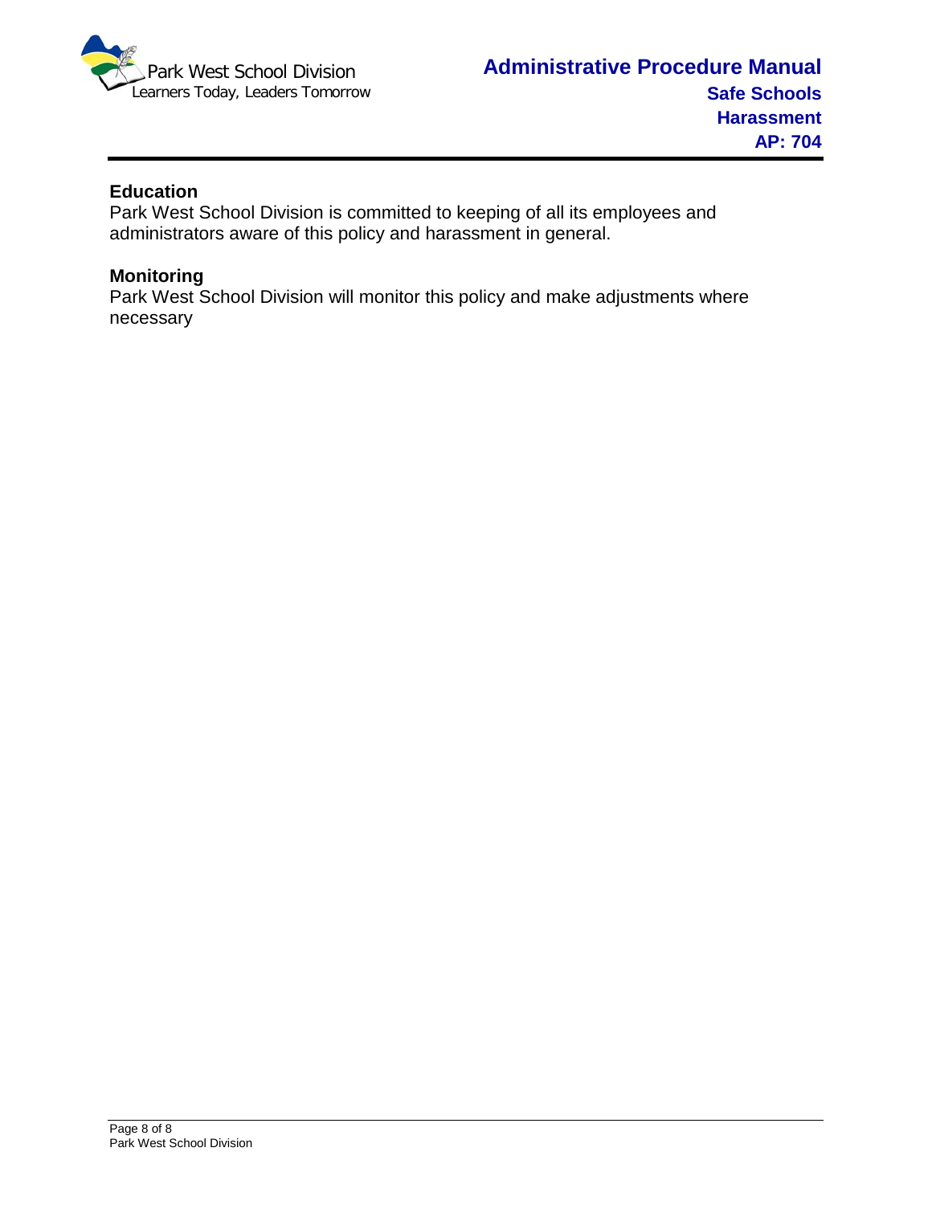### Education

Park West School Division is committed to keeping of all its employees and administrators aware of this policy and harassment in general.

### Monitoring

Park West School Division will monitor this policy and make adjustments where necessary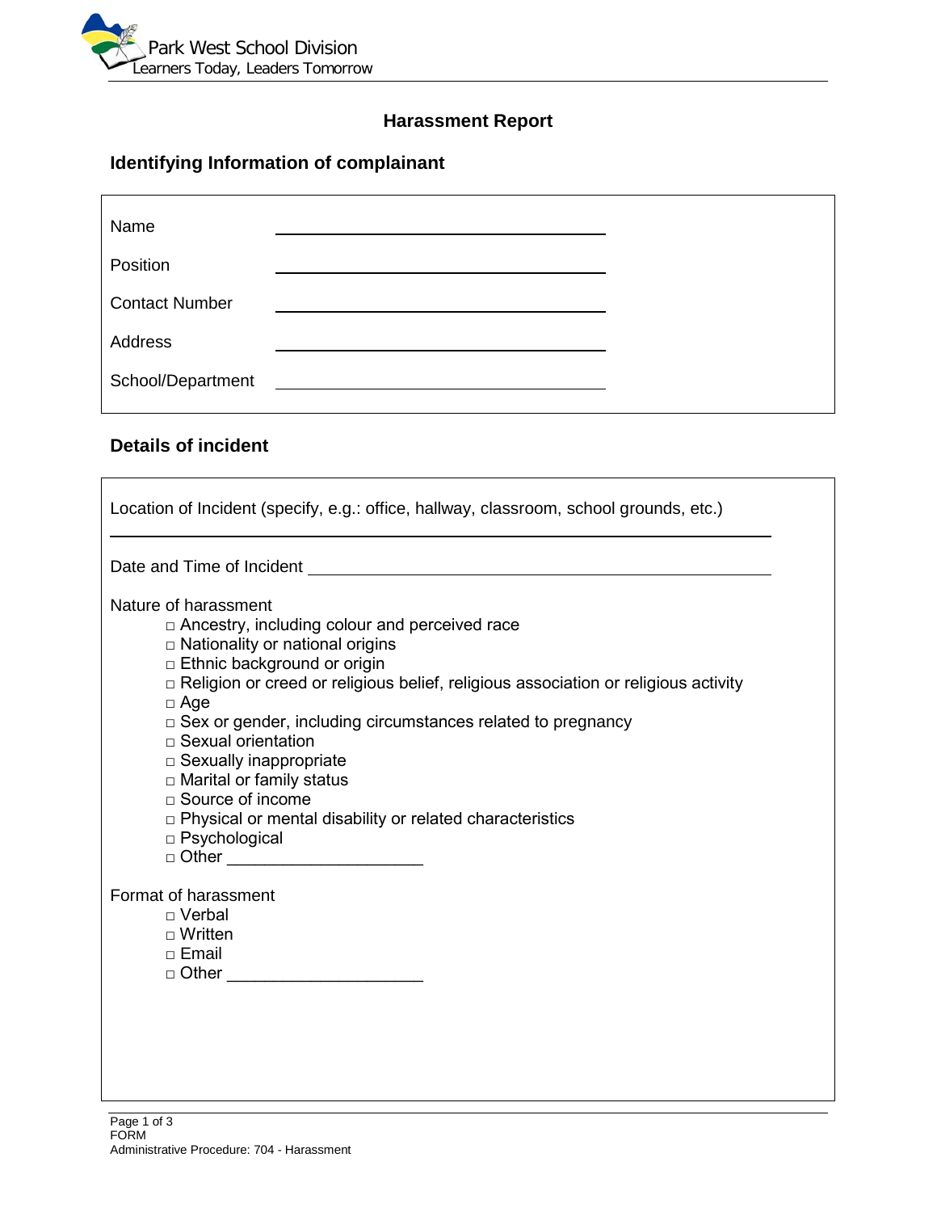Park West School Division
Learners Today, Leaders Tomorrow

# Harassment Report

## Identifying Information of complainant

| | |
|---|---|
| Name | ______________________ |
| Position | ______________________ |
| Contact Number | ______________________ |
| Address | ______________________ |
| School/Department | ______________________ |

## Details of incident

Location of Incident (specify, e.g.: office, hallway, classroom, school grounds, etc.)

______________________________________________

Date and Time of Incident ______________________________

Nature of harassment

- □ Ancestry, including colour and perceived race
- □ Nationality or national origins
- □ Ethnic background or origin
- □ Religion or creed or religious belief, religious association or religious activity
- □ Age
- □ Sex or gender, including circumstances related to pregnancy
- □ Sexual orientation
- □ Sexually inappropriate
- □ Marital or family status
- □ Source of income
- □ Physical or mental disability or related characteristics
- □ Psychological
- □ Other ____________________

Format of harassment

- □ Verbal
- □ Written
- □ Email
- □ Other ____________________

FORM
Administrative Procedure: 704 - Harassment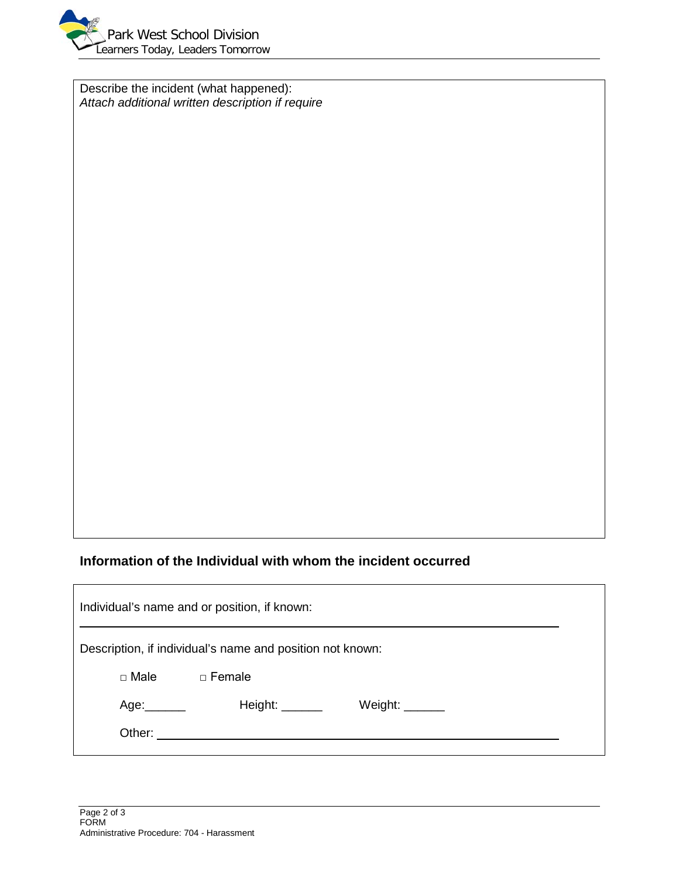Describe the incident (what happened):
*Attach additional written description if require*

## Information of the Individual with whom the incident occurred

Individual's name and or position, if known:

_______________________________________________

Description, if individual's name and position not known:

□ Male □ Female

Age:______ Height: ______ Weight: ______

Other: _______________________________________________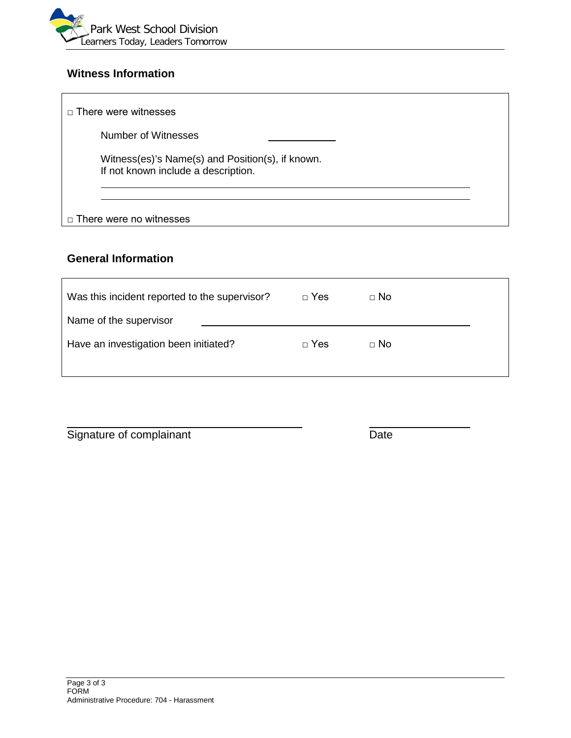## Witness Information

□ There were witnesses

Number of Witnesses ____________

Witness(es)'s Name(s) and Position(s), if known.
If not known include a description.

____________________________________________

____________________________________________

□ There were no witnesses

## General Information

Was this incident reported to the supervisor? □ Yes □ No

Name of the supervisor ____________________________________________

Have an investigation been initiated? □ Yes □ No

____________________________________________ ____________________

Signature of complainant Date

FORM
Administrative Procedure: 704 - Harassment